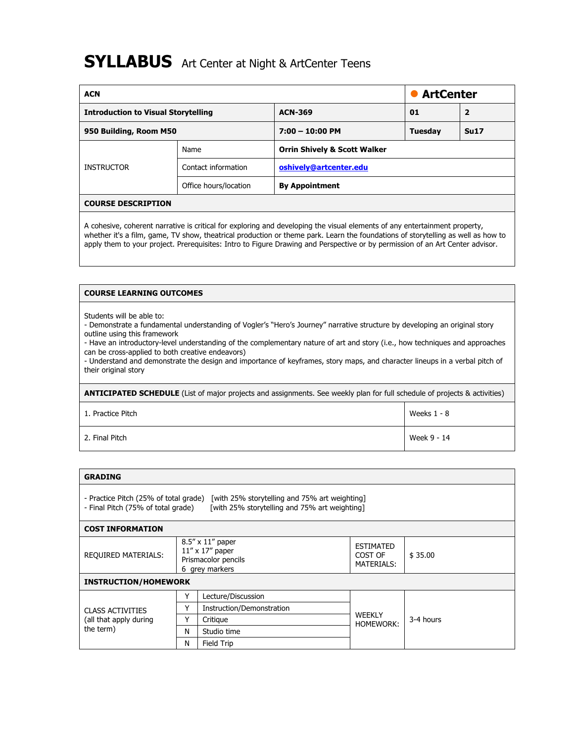# SYLLABUS Art Center at Night & ArtCenter Teens

| ACN | | | ArtCenter | |
|---|---|---|---|---|
| **Introduction to Visual Storytelling** | | **ACN-369** | **01** | **2** |
| **950 Building, Room M50** | | **7:00 – 10:00 PM** | **Tuesday** | **Su17** |
| INSTRUCTOR | Name | **Orrin Shively & Scott Walker** | | |
| | Contact information | **oshively@artcenter.edu** | | |
| | Office hours/location | **By Appointment** | | |

## COURSE DESCRIPTION

A cohesive, coherent narrative is critical for exploring and developing the visual elements of any entertainment property, whether it's a film, game, TV show, theatrical production or theme park. Learn the foundations of storytelling as well as how to apply them to your project. Prerequisites: Intro to Figure Drawing and Perspective or by permission of an Art Center advisor.

## COURSE LEARNING OUTCOMES

Students will be able to:
- Demonstrate a fundamental understanding of Vogler's "Hero's Journey" narrative structure by developing an original story outline using this framework
- Have an introductory-level understanding of the complementary nature of art and story (i.e., how techniques and approaches can be cross-applied to both creative endeavors)
- Understand and demonstrate the design and importance of keyframes, story maps, and character lineups in a verbal pitch of their original story

**ANTICIPATED SCHEDULE** (List of major projects and assignments. See weekly plan for full schedule of projects & activities)

| Project | Weeks |
|---|---|
| 1. Practice Pitch | Weeks 1 - 8 |
| 2. Final Pitch | Week 9 - 14 |

## GRADING

- Practice Pitch (25% of total grade) [with 25% storytelling and 75% art weighting]
- Final Pitch (75% of total grade) [with 25% storytelling and 75% art weighting]

## COST INFORMATION

| REQUIRED MATERIALS: | 8.5" x 11" paper<br>11" x 17" paper<br>Prismacolor pencils<br>6 grey markers | ESTIMATED COST OF MATERIALS: | $ 35.00 |
|---|---|---|---|

## INSTRUCTION/HOMEWORK

| CLASS ACTIVITIES (all that apply during the term) | | | WEEKLY HOMEWORK: | 3-4 hours |
|---|---|---|---|---|
| | Y | Lecture/Discussion | | |
| | Y | Instruction/Demonstration | | |
| | Y | Critique | | |
| | N | Studio time | | |
| | N | Field Trip | | |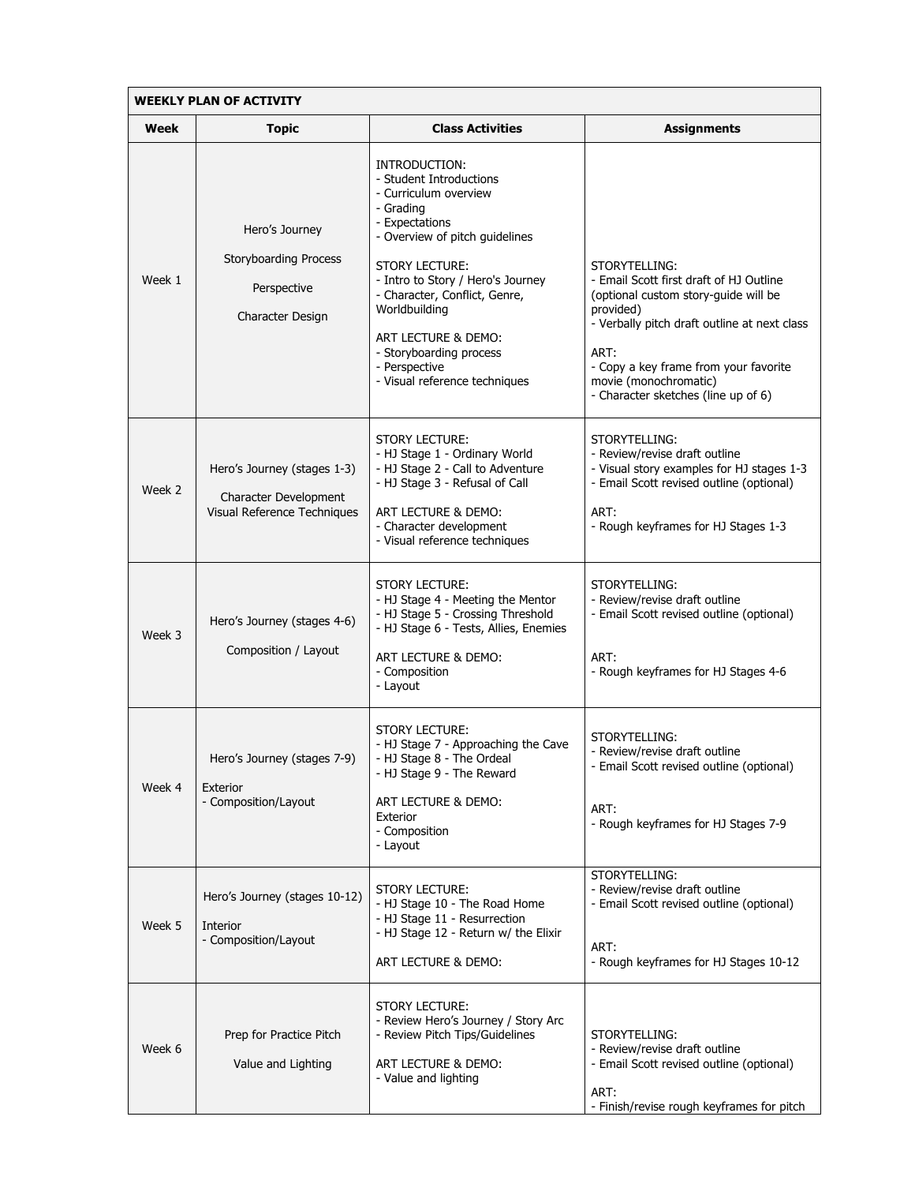| WEEKLY PLAN OF ACTIVITY | | | |
|---|---|---|---|
| **Week** | **Topic** | **Class Activities** | **Assignments** |
| Week 1 | Hero's Journey<br><br>Storyboarding Process<br><br>Perspective<br><br>Character Design | INTRODUCTION:<br>- Student Introductions<br>- Curriculum overview<br>- Grading<br>- Expectations<br>- Overview of pitch guidelines<br><br>STORY LECTURE:<br>- Intro to Story / Hero's Journey<br>- Character, Conflict, Genre, Worldbuilding<br><br>ART LECTURE & DEMO:<br>- Storyboarding process<br>- Perspective<br>- Visual reference techniques | STORYTELLING:<br>- Email Scott first draft of HJ Outline (optional custom story-guide will be provided)<br>- Verbally pitch draft outline at next class<br><br>ART:<br>- Copy a key frame from your favorite movie (monochromatic)<br>- Character sketches (line up of 6) |
| Week 2 | Hero's Journey (stages 1-3)<br><br>Character Development<br>Visual Reference Techniques | STORY LECTURE:<br>- HJ Stage 1 - Ordinary World<br>- HJ Stage 2 - Call to Adventure<br>- HJ Stage 3 - Refusal of Call<br><br>ART LECTURE & DEMO:<br>- Character development<br>- Visual reference techniques | STORYTELLING:<br>- Review/revise draft outline<br>- Visual story examples for HJ stages 1-3<br>- Email Scott revised outline (optional)<br><br>ART:<br>- Rough keyframes for HJ Stages 1-3 |
| Week 3 | Hero's Journey (stages 4-6)<br><br>Composition / Layout | STORY LECTURE:<br>- HJ Stage 4 - Meeting the Mentor<br>- HJ Stage 5 - Crossing Threshold<br>- HJ Stage 6 - Tests, Allies, Enemies<br><br>ART LECTURE & DEMO:<br>- Composition<br>- Layout | STORYTELLING:<br>- Review/revise draft outline<br>- Email Scott revised outline (optional)<br><br>ART:<br>- Rough keyframes for HJ Stages 4-6 |
| Week 4 | Hero's Journey (stages 7-9)<br><br>Exterior<br>- Composition/Layout | STORY LECTURE:<br>- HJ Stage 7 - Approaching the Cave<br>- HJ Stage 8 - The Ordeal<br>- HJ Stage 9 - The Reward<br><br>ART LECTURE & DEMO:<br>Exterior<br>- Composition<br>- Layout | STORYTELLING:<br>- Review/revise draft outline<br>- Email Scott revised outline (optional)<br><br>ART:<br>- Rough keyframes for HJ Stages 7-9 |
| Week 5 | Hero's Journey (stages 10-12)<br><br>Interior<br>- Composition/Layout | STORY LECTURE:<br>- HJ Stage 10 - The Road Home<br>- HJ Stage 11 - Resurrection<br>- HJ Stage 12 - Return w/ the Elixir<br><br>ART LECTURE & DEMO: | STORYTELLING:<br>- Review/revise draft outline<br>- Email Scott revised outline (optional)<br><br>ART:<br>- Rough keyframes for HJ Stages 10-12 |
| Week 6 | Prep for Practice Pitch<br><br>Value and Lighting | STORY LECTURE:<br>- Review Hero's Journey / Story Arc<br>- Review Pitch Tips/Guidelines<br><br>ART LECTURE & DEMO:<br>- Value and lighting | STORYTELLING:<br>- Review/revise draft outline<br>- Email Scott revised outline (optional)<br><br>ART:<br>- Finish/revise rough keyframes for pitch |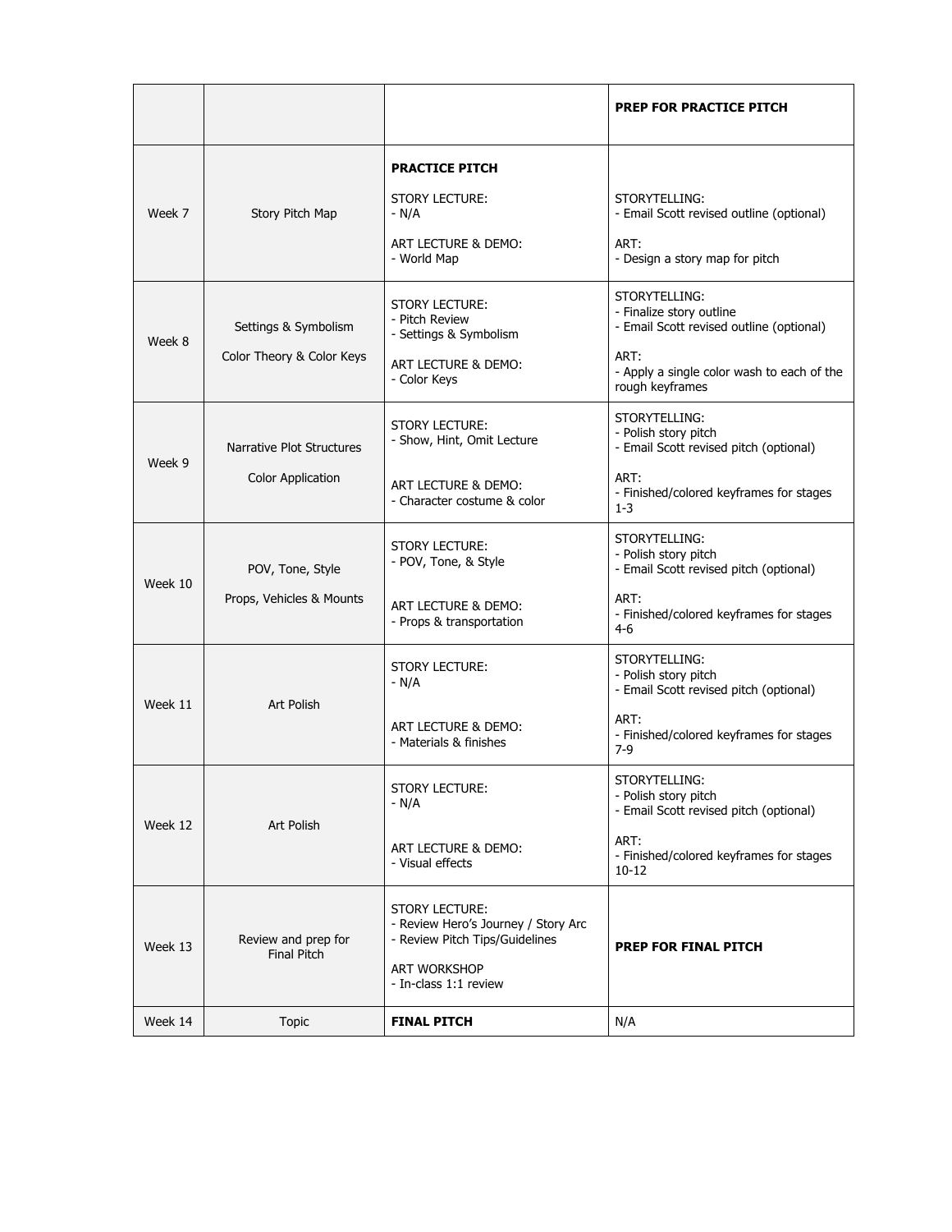|  |  |  | **PREP FOR PRACTICE PITCH** |
|---|---|---|---|
| Week 7 | Story Pitch Map | **PRACTICE PITCH**<br><br>STORY LECTURE:<br>- N/A<br><br>ART LECTURE & DEMO:<br>- World Map | STORYTELLING:<br>- Email Scott revised outline (optional)<br><br>ART:<br>- Design a story map for pitch |
| Week 8 | Settings & Symbolism<br><br>Color Theory & Color Keys | STORY LECTURE:<br>- Pitch Review<br>- Settings & Symbolism<br><br>ART LECTURE & DEMO:<br>- Color Keys | STORYTELLING:<br>- Finalize story outline<br>- Email Scott revised outline (optional)<br><br>ART:<br>- Apply a single color wash to each of the rough keyframes |
| Week 9 | Narrative Plot Structures<br><br>Color Application | STORY LECTURE:<br>- Show, Hint, Omit Lecture<br><br>ART LECTURE & DEMO:<br>- Character costume & color | STORYTELLING:<br>- Polish story pitch<br>- Email Scott revised pitch (optional)<br><br>ART:<br>- Finished/colored keyframes for stages 1-3 |
| Week 10 | POV, Tone, Style<br><br>Props, Vehicles & Mounts | STORY LECTURE:<br>- POV, Tone, & Style<br><br>ART LECTURE & DEMO:<br>- Props & transportation | STORYTELLING:<br>- Polish story pitch<br>- Email Scott revised pitch (optional)<br><br>ART:<br>- Finished/colored keyframes for stages 4-6 |
| Week 11 | Art Polish | STORY LECTURE:<br>- N/A<br><br>ART LECTURE & DEMO:<br>- Materials & finishes | STORYTELLING:<br>- Polish story pitch<br>- Email Scott revised pitch (optional)<br><br>ART:<br>- Finished/colored keyframes for stages 7-9 |
| Week 12 | Art Polish | STORY LECTURE:<br>- N/A<br><br>ART LECTURE & DEMO:<br>- Visual effects | STORYTELLING:<br>- Polish story pitch<br>- Email Scott revised pitch (optional)<br><br>ART:<br>- Finished/colored keyframes for stages 10-12 |
| Week 13 | Review and prep for Final Pitch | STORY LECTURE:<br>- Review Hero's Journey / Story Arc<br>- Review Pitch Tips/Guidelines<br><br>ART WORKSHOP<br>- In-class 1:1 review | **PREP FOR FINAL PITCH** |
| Week 14 | Topic | **FINAL PITCH** | N/A |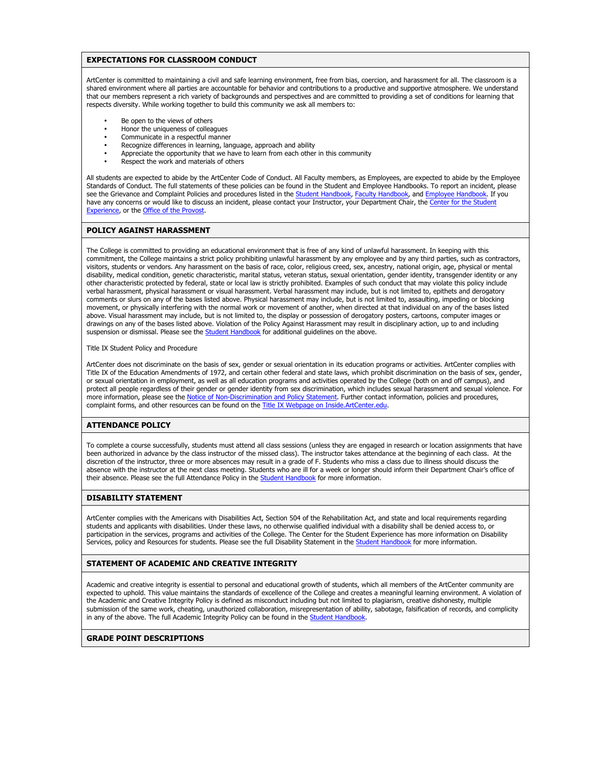## EXPECTATIONS FOR CLASSROOM CONDUCT

ArtCenter is committed to maintaining a civil and safe learning environment, free from bias, coercion, and harassment for all. The classroom is a shared environment where all parties are accountable for behavior and contributions to a productive and supportive atmosphere. We understand that our members represent a rich variety of backgrounds and perspectives and are committed to providing a set of conditions for learning that respects diversity. While working together to build this community we ask all members to:

- Be open to the views of others
- Honor the uniqueness of colleagues
- Communicate in a respectful manner
- Recognize differences in learning, language, approach and ability
- Appreciate the opportunity that we have to learn from each other in this community
- Respect the work and materials of others

All students are expected to abide by the ArtCenter Code of Conduct. All Faculty members, as Employees, are expected to abide by the Employee Standards of Conduct. The full statements of these policies can be found in the Student and Employee Handbooks. To report an incident, please see the Grievance and Complaint Policies and procedures listed in the Student Handbook, Faculty Handbook, and Employee Handbook. If you have any concerns or would like to discuss an incident, please contact your Instructor, your Department Chair, the Center for the Student Experience, or the Office of the Provost.

## POLICY AGAINST HARASSMENT

The College is committed to providing an educational environment that is free of any kind of unlawful harassment. In keeping with this commitment, the College maintains a strict policy prohibiting unlawful harassment by any employee and by any third parties, such as contractors, visitors, students or vendors. Any harassment on the basis of race, color, religious creed, sex, ancestry, national origin, age, physical or mental disability, medical condition, genetic characteristic, marital status, veteran status, sexual orientation, gender identity, transgender identity or any other characteristic protected by federal, state or local law is strictly prohibited. Examples of such conduct that may violate this policy include verbal harassment, physical harassment or visual harassment. Verbal harassment may include, but is not limited to, epithets and derogatory comments or slurs on any of the bases listed above. Physical harassment may include, but is not limited to, assaulting, impeding or blocking movement, or physically interfering with the normal work or movement of another, when directed at that individual on any of the bases listed above. Visual harassment may include, but is not limited to, the display or possession of derogatory posters, cartoons, computer images or drawings on any of the bases listed above. Violation of the Policy Against Harassment may result in disciplinary action, up to and including suspension or dismissal. Please see the Student Handbook for additional guidelines on the above.

Title IX Student Policy and Procedure

ArtCenter does not discriminate on the basis of sex, gender or sexual orientation in its education programs or activities. ArtCenter complies with Title IX of the Education Amendments of 1972, and certain other federal and state laws, which prohibit discrimination on the basis of sex, gender, or sexual orientation in employment, as well as all education programs and activities operated by the College (both on and off campus), and protect all people regardless of their gender or gender identity from sex discrimination, which includes sexual harassment and sexual violence. For more information, please see the Notice of Non-Discrimination and Policy Statement. Further contact information, policies and procedures, complaint forms, and other resources can be found on the Title IX Webpage on Inside.ArtCenter.edu.

## ATTENDANCE POLICY

To complete a course successfully, students must attend all class sessions (unless they are engaged in research or location assignments that have been authorized in advance by the class instructor of the missed class). The instructor takes attendance at the beginning of each class. At the discretion of the instructor, three or more absences may result in a grade of F. Students who miss a class due to illness should discuss the absence with the instructor at the next class meeting. Students who are ill for a week or longer should inform their Department Chair's office of their absence. Please see the full Attendance Policy in the Student Handbook for more information.

## DISABILITY STATEMENT

ArtCenter complies with the Americans with Disabilities Act, Section 504 of the Rehabilitation Act, and state and local requirements regarding students and applicants with disabilities. Under these laws, no otherwise qualified individual with a disability shall be denied access to, or participation in the services, programs and activities of the College. The Center for the Student Experience has more information on Disability Services, policy and Resources for students. Please see the full Disability Statement in the Student Handbook for more information.

## STATEMENT OF ACADEMIC AND CREATIVE INTEGRITY

Academic and creative integrity is essential to personal and educational growth of students, which all members of the ArtCenter community are expected to uphold. This value maintains the standards of excellence of the College and creates a meaningful learning environment. A violation of the Academic and Creative Integrity Policy is defined as misconduct including but not limited to plagiarism, creative dishonesty, multiple submission of the same work, cheating, unauthorized collaboration, misrepresentation of ability, sabotage, falsification of records, and complicity in any of the above. The full Academic Integrity Policy can be found in the Student Handbook.

## GRADE POINT DESCRIPTIONS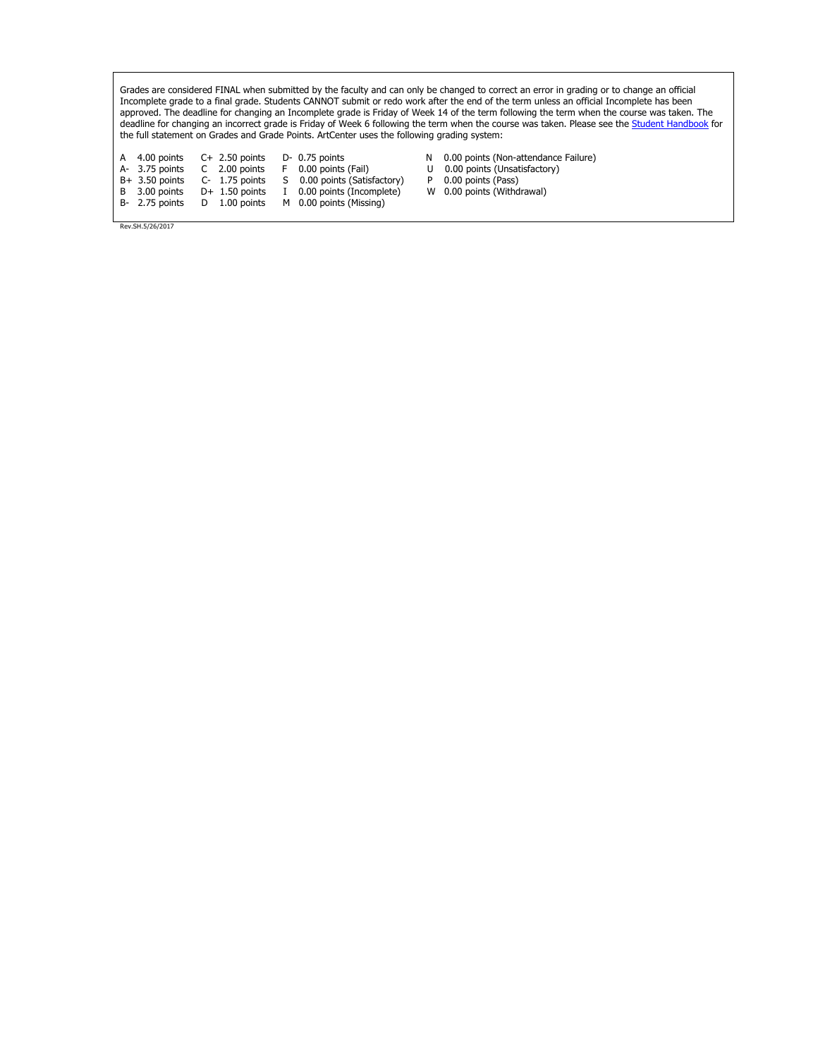Grades are considered FINAL when submitted by the faculty and can only be changed to correct an error in grading or to change an official Incomplete grade to a final grade. Students CANNOT submit or redo work after the end of the term unless an official Incomplete has been approved. The deadline for changing an Incomplete grade is Friday of Week 14 of the term following the term when the course was taken. The deadline for changing an incorrect grade is Friday of Week 6 following the term when the course was taken. Please see the [Student Handbook]() for the full statement on Grades and Grade Points. ArtCenter uses the following grading system:

| | | | |
|---|---|---|---|
| A 4.00 points | C+ 2.50 points | D- 0.75 points | N 0.00 points (Non-attendance Failure) |
| A- 3.75 points | C 2.00 points | F 0.00 points (Fail) | U 0.00 points (Unsatisfactory) |
| B+ 3.50 points | C- 1.75 points | S 0.00 points (Satisfactory) | P 0.00 points (Pass) |
| B 3.00 points | D+ 1.50 points | I 0.00 points (Incomplete) | W 0.00 points (Withdrawal) |
| B- 2.75 points | D 1.00 points | M 0.00 points (Missing) | |

Rev.SH.5/26/2017